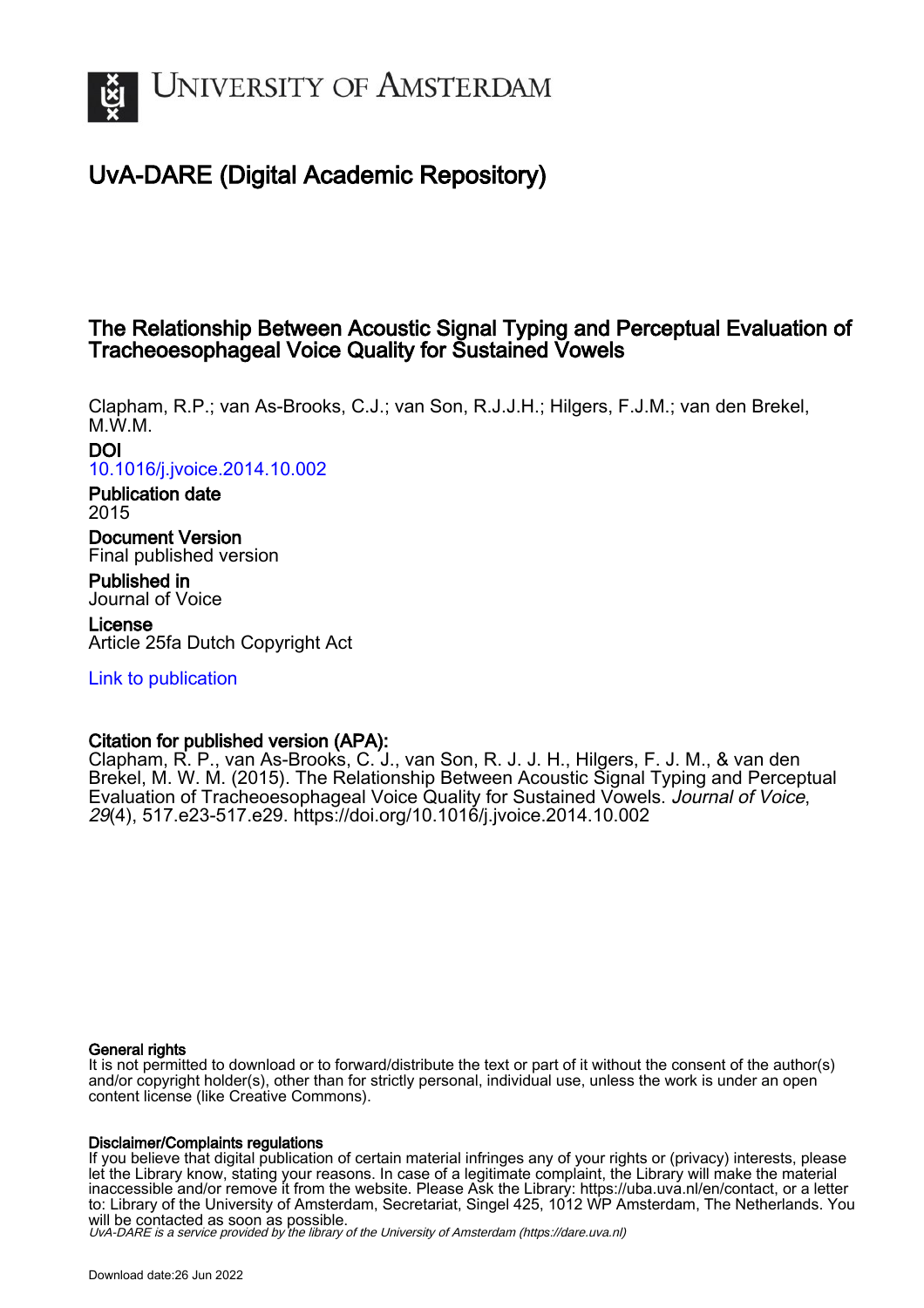# UvA-DARE (Digital Academic Repository)

## The Relationship Between Acoustic Signal Typing and Perceptual Evaluation of Tracheoesophageal Voice Quality for Sustained Vowels

Clapham, R.P.; van As-Brooks, C.J.; van Son, R.J.J.H.; Hilgers, F.J.M.; van den Brekel, M.W.M.

**DOI**
10.1016/j.jvoice.2014.10.002

**Publication date**
2015

**Document Version**
Final published version

**Published in**
Journal of Voice

**License**
Article 25fa Dutch Copyright Act

Link to publication

**Citation for published version (APA):**
Clapham, R. P., van As-Brooks, C. J., van Son, R. J. J. H., Hilgers, F. J. M., & van den Brekel, M. W. M. (2015). The Relationship Between Acoustic Signal Typing and Perceptual Evaluation of Tracheoesophageal Voice Quality for Sustained Vowels. *Journal of Voice*, *29*(4), 517.e23-517.e29. https://doi.org/10.1016/j.jvoice.2014.10.002

**General rights**
It is not permitted to download or to forward/distribute the text or part of it without the consent of the author(s) and/or copyright holder(s), other than for strictly personal, individual use, unless the work is under an open content license (like Creative Commons).

**Disclaimer/Complaints regulations**
If you believe that digital publication of certain material infringes any of your rights or (privacy) interests, please let the Library know, stating your reasons. In case of a legitimate complaint, the Library will make the material inaccessible and/or remove it from the website. Please Ask the Library: https://uba.uva.nl/en/contact, or a letter to: Library of the University of Amsterdam, Secretariat, Singel 425, 1012 WP Amsterdam, The Netherlands. You will be contacted as soon as possible.

*UvA-DARE is a service provided by the library of the University of Amsterdam (https://dare.uva.nl)*

Download date:26 Jun 2022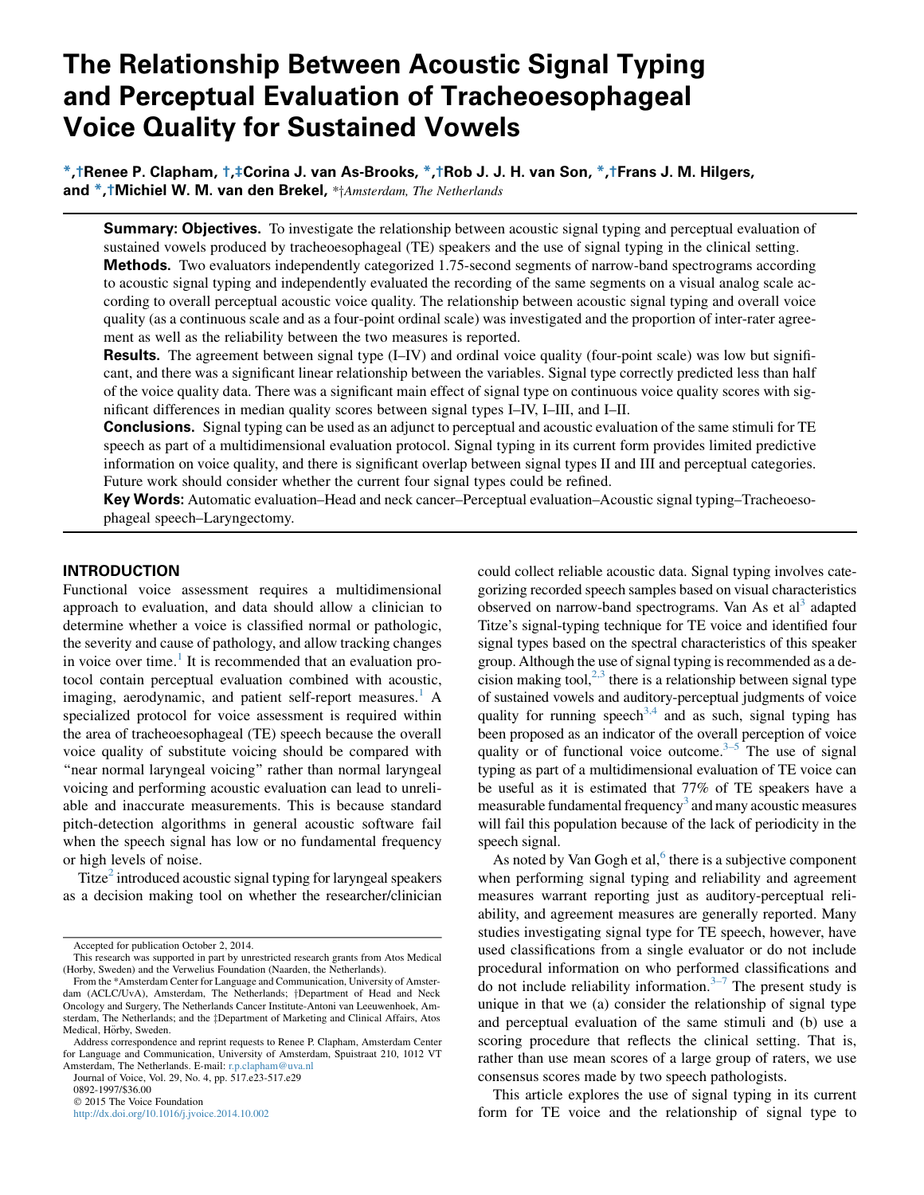# The Relationship Between Acoustic Signal Typing and Perceptual Evaluation of Tracheoesophageal Voice Quality for Sustained Vowels

*,†Renee P. Clapham, †,‡Corina J. van As-Brooks, *,†Rob J. J. H. van Son, *,†Frans J. M. Hilgers, and *,†Michiel W. M. van den Brekel, *†*Amsterdam, The Netherlands*

**Summary: Objectives.** To investigate the relationship between acoustic signal typing and perceptual evaluation of sustained vowels produced by tracheoesophageal (TE) speakers and the use of signal typing in the clinical setting.

**Methods.** Two evaluators independently categorized 1.75-second segments of narrow-band spectrograms according to acoustic signal typing and independently evaluated the recording of the same segments on a visual analog scale according to overall perceptual acoustic voice quality. The relationship between acoustic signal typing and overall voice quality (as a continuous scale and as a four-point ordinal scale) was investigated and the proportion of inter-rater agreement as well as the reliability between the two measures is reported.

**Results.** The agreement between signal type (I–IV) and ordinal voice quality (four-point scale) was low but significant, and there was a significant linear relationship between the variables. Signal type correctly predicted less than half of the voice quality data. There was a significant main effect of signal type on continuous voice quality scores with significant differences in median quality scores between signal types I–IV, I–III, and I–II.

**Conclusions.** Signal typing can be used as an adjunct to perceptual and acoustic evaluation of the same stimuli for TE speech as part of a multidimensional evaluation protocol. Signal typing in its current form provides limited predictive information on voice quality, and there is significant overlap between signal types II and III and perceptual categories. Future work should consider whether the current four signal types could be refined.

**Key Words:** Automatic evaluation–Head and neck cancer–Perceptual evaluation–Acoustic signal typing–Tracheoesophageal speech–Laryngectomy.

## INTRODUCTION

Functional voice assessment requires a multidimensional approach to evaluation, and data should allow a clinician to determine whether a voice is classified normal or pathologic, the severity and cause of pathology, and allow tracking changes in voice over time.[1] It is recommended that an evaluation protocol contain perceptual evaluation combined with acoustic, imaging, aerodynamic, and patient self-report measures.[1] A specialized protocol for voice assessment is required within the area of tracheoesophageal (TE) speech because the overall voice quality of substitute voicing should be compared with "near normal laryngeal voicing" rather than normal laryngeal voicing and performing acoustic evaluation can lead to unreliable and inaccurate measurements. This is because standard pitch-detection algorithms in general acoustic software fail when the speech signal has low or no fundamental frequency or high levels of noise.

Titze[2] introduced acoustic signal typing for laryngeal speakers as a decision making tool on whether the researcher/clinician could collect reliable acoustic data. Signal typing involves categorizing recorded speech samples based on visual characteristics observed on narrow-band spectrograms. Van As et al[3] adapted Titze's signal-typing technique for TE voice and identified four signal types based on the spectral characteristics of this speaker group. Although the use of signal typing is recommended as a decision making tool,[2,3] there is a relationship between signal type of sustained vowels and auditory-perceptual judgments of voice quality for running speech[3,4] and as such, signal typing has been proposed as an indicator of the overall perception of voice quality or of functional voice outcome.[3–5] The use of signal typing as part of a multidimensional evaluation of TE voice can be useful as it is estimated that 77% of TE speakers have a measurable fundamental frequency[3] and many acoustic measures will fail this population because of the lack of periodicity in the speech signal.

As noted by Van Gogh et al,[6] there is a subjective component when performing signal typing and reliability and agreement measures warrant reporting just as auditory-perceptual reliability, and agreement measures are generally reported. Many studies investigating signal type for TE speech, however, have used classifications from a single evaluator or do not include procedural information on who performed classifications and do not include reliability information.[3–7] The present study is unique in that we (a) consider the relationship of signal type and perceptual evaluation of the same stimuli and (b) use a scoring procedure that reflects the clinical setting. That is, rather than use mean scores of a large group of raters, we use consensus scores made by two speech pathologists.

This article explores the use of signal typing in its current form for TE voice and the relationship of signal type to

Accepted for publication October 2, 2014.

This research was supported in part by unrestricted research grants from Atos Medical (Horby, Sweden) and the Verwelius Foundation (Naarden, the Netherlands).

From the *Amsterdam Center for Language and Communication, University of Amsterdam (ACLC/UvA), Amsterdam, The Netherlands; †Department of Head and Neck Oncology and Surgery, The Netherlands Cancer Institute-Antoni van Leeuwenhoek, Amsterdam, The Netherlands; and the ‡Department of Marketing and Clinical Affairs, Atos Medical, Hörby, Sweden.

Address correspondence and reprint requests to Renee P. Clapham, Amsterdam Center for Language and Communication, University of Amsterdam, Spuistraat 210, 1012 VT Amsterdam, The Netherlands. E-mail: r.p.clapham@uva.nl

Journal of Voice, Vol. 29, No. 4, pp. 517.e23-517.e29

0892-1997/$36.00

© 2015 The Voice Foundation

http://dx.doi.org/10.1016/j.jvoice.2014.10.002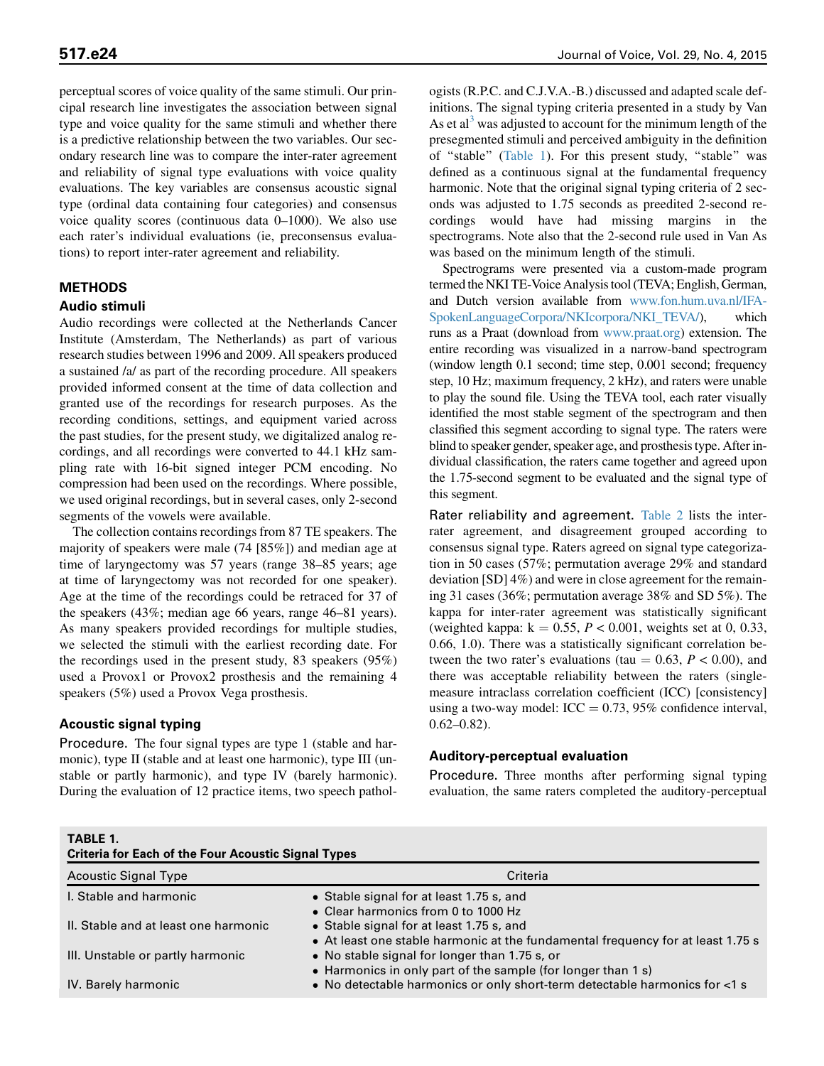perceptual scores of voice quality of the same stimuli. Our principal research line investigates the association between signal type and voice quality for the same stimuli and whether there is a predictive relationship between the two variables. Our secondary research line was to compare the inter-rater agreement and reliability of signal type evaluations with voice quality evaluations. The key variables are consensus acoustic signal type (ordinal data containing four categories) and consensus voice quality scores (continuous data 0–1000). We also use each rater's individual evaluations (ie, preconsensus evaluations) to report inter-rater agreement and reliability.

## METHODS

### Audio stimuli

Audio recordings were collected at the Netherlands Cancer Institute (Amsterdam, The Netherlands) as part of various research studies between 1996 and 2009. All speakers produced a sustained /a/ as part of the recording procedure. All speakers provided informed consent at the time of data collection and granted use of the recordings for research purposes. As the recording conditions, settings, and equipment varied across the past studies, for the present study, we digitalized analog recordings, and all recordings were converted to 44.1 kHz sampling rate with 16-bit signed integer PCM encoding. No compression had been used on the recordings. Where possible, we used original recordings, but in several cases, only 2-second segments of the vowels were available.

The collection contains recordings from 87 TE speakers. The majority of speakers were male (74 [85%]) and median age at time of laryngectomy was 57 years (range 38–85 years; age at time of laryngectomy was not recorded for one speaker). Age at the time of the recordings could be retraced for 37 of the speakers (43%; median age 66 years, range 46–81 years). As many speakers provided recordings for multiple studies, we selected the stimuli with the earliest recording date. For the recordings used in the present study, 83 speakers (95%) used a Provox1 or Provox2 prosthesis and the remaining 4 speakers (5%) used a Provox Vega prosthesis.

### Acoustic signal typing

**Procedure.** The four signal types are type 1 (stable and harmonic), type II (stable and at least one harmonic), type III (unstable or partly harmonic), and type IV (barely harmonic). During the evaluation of 12 practice items, two speech pathologists (R.P.C. and C.J.V.A.-B.) discussed and adapted scale definitions. The signal typing criteria presented in a study by Van As et al[3] was adjusted to account for the minimum length of the presegmented stimuli and perceived ambiguity in the definition of "stable" (Table 1). For this present study, "stable" was defined as a continuous signal at the fundamental frequency harmonic. Note that the original signal typing criteria of 2 seconds was adjusted to 1.75 seconds as preedited 2-second recordings would have had missing margins in the spectrograms. Note also that the 2-second rule used in Van As was based on the minimum length of the stimuli.

Spectrograms were presented via a custom-made program termed the NKI TE-Voice Analysis tool (TEVA; English, German, and Dutch version available from www.fon.hum.uva.nl/IFA-SpokenLanguageCorpora/NKIcorpora/NKI_TEVA/), which runs as a Praat (download from www.praat.org) extension. The entire recording was visualized in a narrow-band spectrogram (window length 0.1 second; time step, 0.001 second; frequency step, 10 Hz; maximum frequency, 2 kHz), and raters were unable to play the sound file. Using the TEVA tool, each rater visually identified the most stable segment of the spectrogram and then classified this segment according to signal type. The raters were blind to speaker gender, speaker age, and prosthesis type. After individual classification, the raters came together and agreed upon the 1.75-second segment to be evaluated and the signal type of this segment.

**Rater reliability and agreement.** Table 2 lists the inter-rater agreement, and disagreement grouped according to consensus signal type. Raters agreed on signal type categorization in 50 cases (57%; permutation average 29% and standard deviation [SD] 4%) and were in close agreement for the remaining 31 cases (36%; permutation average 38% and SD 5%). The kappa for inter-rater agreement was statistically significant (weighted kappa: $k = 0.55$, $P < 0.001$, weights set at 0, 0.33, 0.66, 1.0). There was a statistically significant correlation between the two rater's evaluations ($\tau = 0.63$, $P < 0.00$), and there was acceptable reliability between the raters (single-measure intraclass correlation coefficient (ICC) [consistency] using a two-way model: ICC = 0.73, 95% confidence interval, 0.62–0.82).

### Auditory-perceptual evaluation

**Procedure.** Three months after performing signal typing evaluation, the same raters completed the auditory-perceptual

**TABLE 1.**
**Criteria for Each of the Four Acoustic Signal Types**

| Acoustic Signal Type | Criteria |
|---|---|
| I. Stable and harmonic | • Stable signal for at least 1.75 s, and<br>• Clear harmonics from 0 to 1000 Hz |
| II. Stable and at least one harmonic | • Stable signal for at least 1.75 s, and<br>• At least one stable harmonic at the fundamental frequency for at least 1.75 s |
| III. Unstable or partly harmonic | • No stable signal for longer than 1.75 s, or<br>• Harmonics in only part of the sample (for longer than 1 s) |
| IV. Barely harmonic | • No detectable harmonics or only short-term detectable harmonics for <1 s |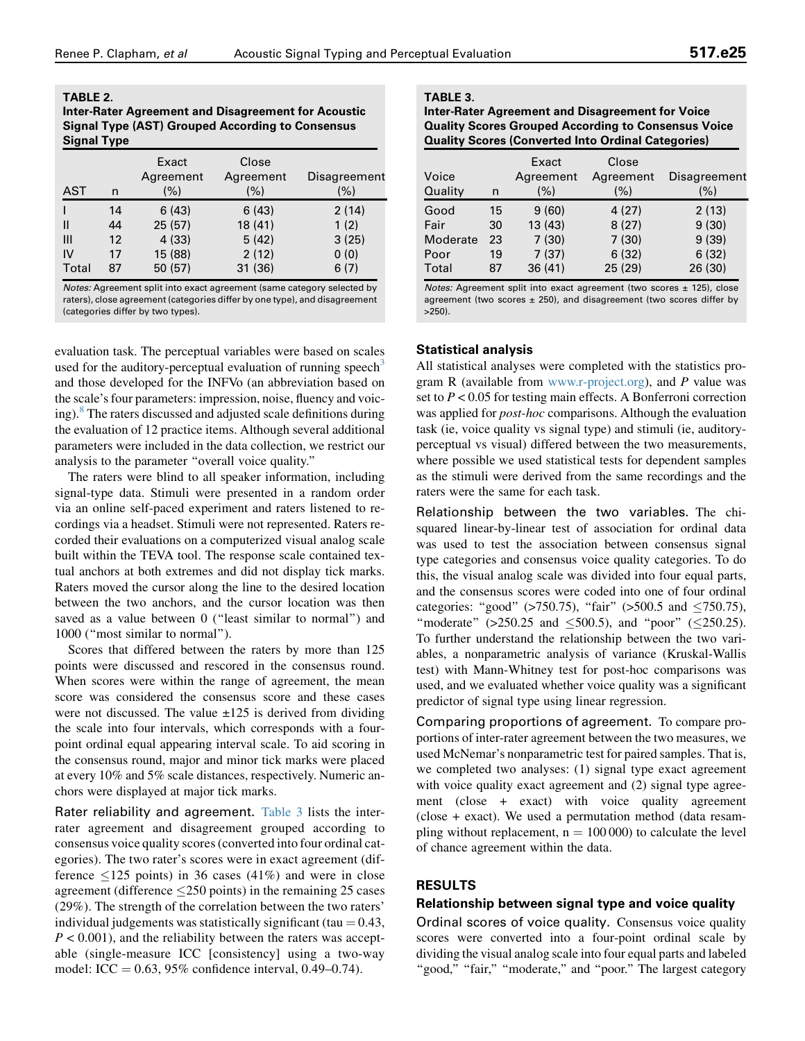**TABLE 2.**
**Inter-Rater Agreement and Disagreement for Acoustic Signal Type (AST) Grouped According to Consensus Signal Type**

| AST | n | Exact Agreement (%) | Close Agreement (%) | Disagreement (%) |
|---|---|---|---|---|
| I | 14 | 6 (43) | 6 (43) | 2 (14) |
| II | 44 | 25 (57) | 18 (41) | 1 (2) |
| III | 12 | 4 (33) | 5 (42) | 3 (25) |
| IV | 17 | 15 (88) | 2 (12) | 0 (0) |
| Total | 87 | 50 (57) | 31 (36) | 6 (7) |

*Notes:* Agreement split into exact agreement (same category selected by raters), close agreement (categories differ by one type), and disagreement (categories differ by two types).

**TABLE 3.**
**Inter-Rater Agreement and Disagreement for Voice Quality Scores Grouped According to Consensus Voice Quality Scores (Converted Into Ordinal Categories)**

| Voice Quality | n | Exact Agreement (%) | Close Agreement (%) | Disagreement (%) |
|---|---|---|---|---|
| Good | 15 | 9 (60) | 4 (27) | 2 (13) |
| Fair | 30 | 13 (43) | 8 (27) | 9 (30) |
| Moderate | 23 | 7 (30) | 7 (30) | 9 (39) |
| Poor | 19 | 7 (37) | 6 (32) | 6 (32) |
| Total | 87 | 36 (41) | 25 (29) | 26 (30) |

*Notes:* Agreement split into exact agreement (two scores ± 125), close agreement (two scores ± 250), and disagreement (two scores differ by >250).

evaluation task. The perceptual variables were based on scales used for the auditory-perceptual evaluation of running speech[3] and those developed for the INFVo (an abbreviation based on the scale's four parameters: impression, noise, fluency and voicing).[8] The raters discussed and adjusted scale definitions during the evaluation of 12 practice items. Although several additional parameters were included in the data collection, we restrict our analysis to the parameter "overall voice quality."

The raters were blind to all speaker information, including signal-type data. Stimuli were presented in a random order via an online self-paced experiment and raters listened to recordings via a headset. Stimuli were not represented. Raters recorded their evaluations on a computerized visual analog scale built within the TEVA tool. The response scale contained textual anchors at both extremes and did not display tick marks. Raters moved the cursor along the line to the desired location between the two anchors, and the cursor location was then saved as a value between 0 ("least similar to normal") and 1000 ("most similar to normal").

Scores that differed between the raters by more than 125 points were discussed and rescored in the consensus round. When scores were within the range of agreement, the mean score was considered the consensus score and these cases were not discussed. The value ±125 is derived from dividing the scale into four intervals, which corresponds with a four-point ordinal equal appearing interval scale. To aid scoring in the consensus round, major and minor tick marks were placed at every 10% and 5% scale distances, respectively. Numeric anchors were displayed at major tick marks.

**Rater reliability and agreement.** Table 3 lists the inter-rater agreement and disagreement grouped according to consensus voice quality scores (converted into four ordinal categories). The two rater's scores were in exact agreement (difference ≤125 points) in 36 cases (41%) and were in close agreement (difference ≤250 points) in the remaining 25 cases (29%). The strength of the correlation between the two raters' individual judgements was statistically significant (tau = 0.43, $P < 0.001$), and the reliability between the raters was acceptable (single-measure ICC [consistency] using a two-way model: ICC = 0.63, 95% confidence interval, 0.49–0.74).

### Statistical analysis

All statistical analyses were completed with the statistics program R (available from www.r-project.org), and $P$ value was set to $P < 0.05$ for testing main effects. A Bonferroni correction was applied for *post-hoc* comparisons. Although the evaluation task (ie, voice quality vs signal type) and stimuli (ie, auditory-perceptual vs visual) differed between the two measurements, where possible we used statistical tests for dependent samples as the stimuli were derived from the same recordings and the raters were the same for each task.

**Relationship between the two variables.** The chi-squared linear-by-linear test of association for ordinal data was used to test the association between consensus signal type categories and consensus voice quality categories. To do this, the visual analog scale was divided into four equal parts, and the consensus scores were coded into one of four ordinal categories: "good" (>750.75), "fair" (>500.5 and ≤750.75), "moderate" (>250.25 and ≤500.5), and "poor" (≤250.25). To further understand the relationship between the two variables, a nonparametric analysis of variance (Kruskal-Wallis test) with Mann-Whitney test for post-hoc comparisons was used, and we evaluated whether voice quality was a significant predictor of signal type using linear regression.

**Comparing proportions of agreement.** To compare proportions of inter-rater agreement between the two measures, we used McNemar's nonparametric test for paired samples. That is, we completed two analyses: (1) signal type exact agreement with voice quality exact agreement and (2) signal type agreement (close + exact) with voice quality agreement (close + exact). We used a permutation method (data resampling without replacement, n = 100 000) to calculate the level of chance agreement within the data.

## RESULTS

### Relationship between signal type and voice quality

**Ordinal scores of voice quality.** Consensus voice quality scores were converted into a four-point ordinal scale by dividing the visual analog scale into four equal parts and labeled "good," "fair," "moderate," and "poor." The largest category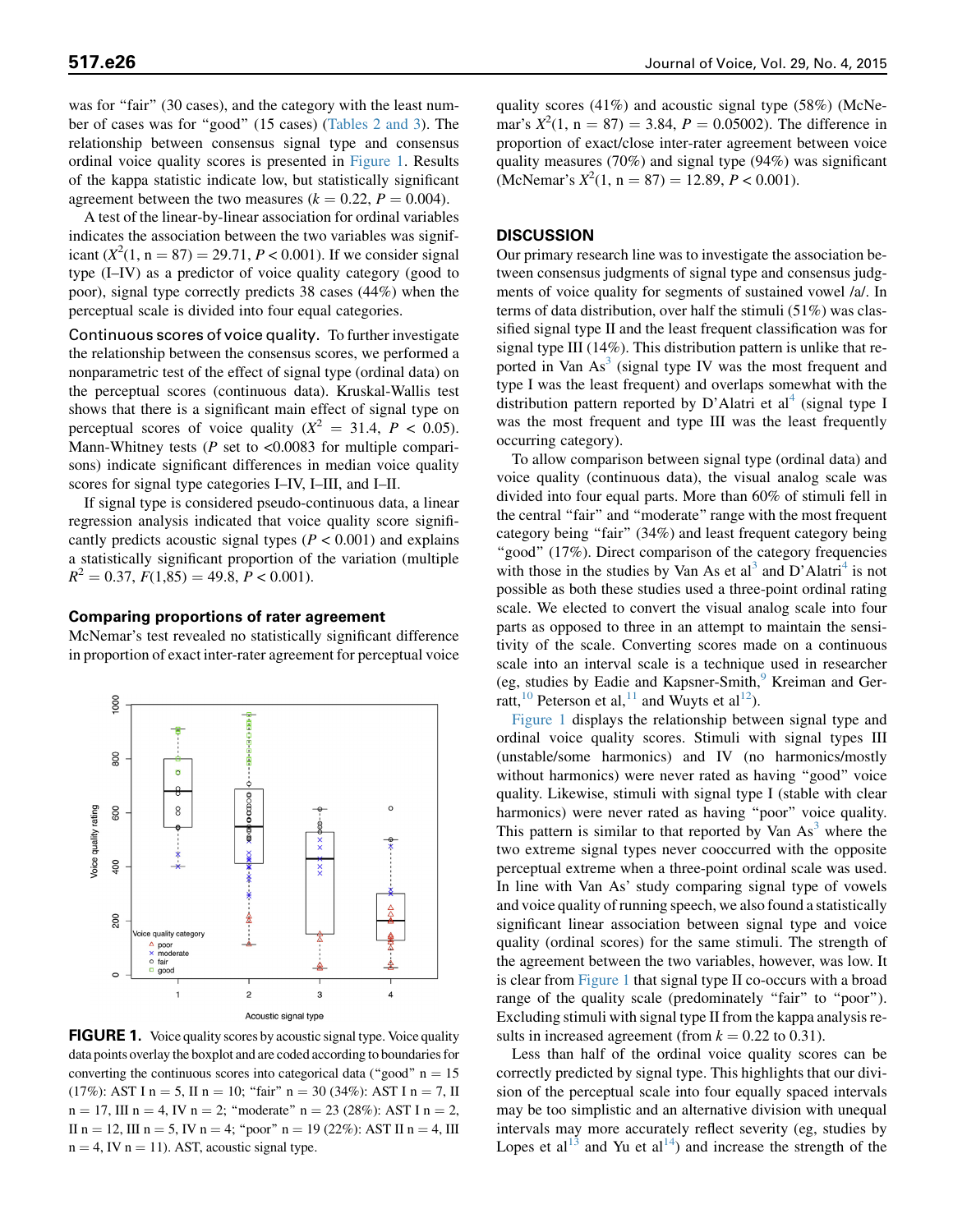was for "fair" (30 cases), and the category with the least number of cases was for "good" (15 cases) (Tables 2 and 3). The relationship between consensus signal type and consensus ordinal voice quality scores is presented in Figure 1. Results of the kappa statistic indicate low, but statistically significant agreement between the two measures ($k = 0.22$, $P = 0.004$).

A test of the linear-by-linear association for ordinal variables indicates the association between the two variables was significant ($X^2(1, n = 87) = 29.71$, $P < 0.001$). If we consider signal type (I–IV) as a predictor of voice quality category (good to poor), signal type correctly predicts 38 cases (44%) when the perceptual scale is divided into four equal categories.

**Continuous scores of voice quality.** To further investigate the relationship between the consensus scores, we performed a nonparametric test of the effect of signal type (ordinal data) on the perceptual scores (continuous data). Kruskal-Wallis test shows that there is a significant main effect of signal type on perceptual scores of voice quality ($X^2 = 31.4$, $P < 0.05$). Mann-Whitney tests ($P$ set to <0.0083 for multiple comparisons) indicate significant differences in median voice quality scores for signal type categories I–IV, I–III, and I–II.

If signal type is considered pseudo-continuous data, a linear regression analysis indicated that voice quality score significantly predicts acoustic signal types ($P < 0.001$) and explains a statistically significant proportion of the variation (multiple $R^2 = 0.37$, $F(1,85) = 49.8$, $P < 0.001$).

### Comparing proportions of rater agreement

McNemar's test revealed no statistically significant difference in proportion of exact inter-rater agreement for perceptual voice quality scores (41%) and acoustic signal type (58%) (McNemar's $X^2(1, n = 87) = 3.84$, $P = 0.05002$). The difference in proportion of exact/close inter-rater agreement between voice quality measures (70%) and signal type (94%) was significant (McNemar's $X^2(1, n = 87) = 12.89$, $P < 0.001$).

**FIGURE 1.** Voice quality scores by acoustic signal type. Voice quality data points overlay the boxplot and are coded according to boundaries for converting the continuous scores into categorical data ("good" n = 15 (17%): AST I n = 5, II n = 10; "fair" n = 30 (34%): AST I n = 7, II n = 17, III n = 4, IV n = 2; "moderate" n = 23 (28%): AST I n = 2, II n = 12, III n = 5, IV n = 4; "poor" n = 19 (22%): AST II n = 4, III n = 4, IV n = 11). AST, acoustic signal type.

## DISCUSSION

Our primary research line was to investigate the association between consensus judgments of signal type and consensus judgments of voice quality for segments of sustained vowel /a/. In terms of data distribution, over half the stimuli (51%) was classified signal type II and the least frequent classification was for signal type III (14%). This distribution pattern is unlike that reported in Van As[3] (signal type IV was the most frequent and type I was the least frequent) and overlaps somewhat with the distribution pattern reported by D'Alatri et al[4] (signal type I was the most frequent and type III was the least frequently occurring category).

To allow comparison between signal type (ordinal data) and voice quality (continuous data), the visual analog scale was divided into four equal parts. More than 60% of stimuli fell in the central "fair" and "moderate" range with the most frequent category being "fair" (34%) and least frequent category being "good" (17%). Direct comparison of the category frequencies with those in the studies by Van As et al[3] and D'Alatri[4] is not possible as both these studies used a three-point ordinal rating scale. We elected to convert the visual analog scale into four parts as opposed to three in an attempt to maintain the sensitivity of the scale. Converting scores made on a continuous scale into an interval scale is a technique used in researcher (eg, studies by Eadie and Kapsner-Smith,[9] Kreiman and Gerratt,[10] Peterson et al,[11] and Wuyts et al[12]).

Figure 1 displays the relationship between signal type and ordinal voice quality scores. Stimuli with signal types III (unstable/some harmonics) and IV (no harmonics/mostly without harmonics) were never rated as having "good" voice quality. Likewise, stimuli with signal type I (stable with clear harmonics) were never rated as having "poor" voice quality. This pattern is similar to that reported by Van As[3] where the two extreme signal types never cooccurred with the opposite perceptual extreme when a three-point ordinal scale was used. In line with Van As' study comparing signal type of vowels and voice quality of running speech, we also found a statistically significant linear association between signal type and voice quality (ordinal scores) for the same stimuli. The strength of the agreement between the two variables, however, was low. It is clear from Figure 1 that signal type II co-occurs with a broad range of the quality scale (predominately "fair" to "poor"). Excluding stimuli with signal type II from the kappa analysis results in increased agreement (from $k = 0.22$ to 0.31).

Less than half of the ordinal voice quality scores can be correctly predicted by signal type. This highlights that our division of the perceptual scale into four equally spaced intervals may be too simplistic and an alternative division with unequal intervals may more accurately reflect severity (eg, studies by Lopes et al[13] and Yu et al[14]) and increase the strength of the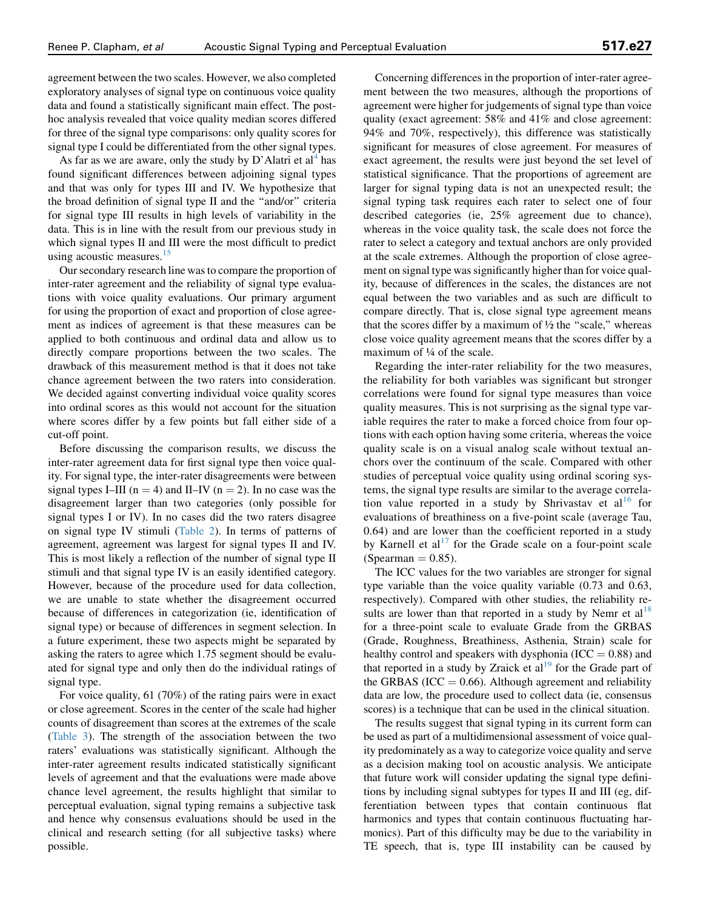agreement between the two scales. However, we also completed exploratory analyses of signal type on continuous voice quality data and found a statistically significant main effect. The post-hoc analysis revealed that voice quality median scores differed for three of the signal type comparisons: only quality scores for signal type I could be differentiated from the other signal types.

As far as we are aware, only the study by D'Alatri et al[4] has found significant differences between adjoining signal types and that was only for types III and IV. We hypothesize that the broad definition of signal type II and the "and/or" criteria for signal type III results in high levels of variability in the data. This is in line with the result from our previous study in which signal types II and III were the most difficult to predict using acoustic measures.[15]

Our secondary research line was to compare the proportion of inter-rater agreement and the reliability of signal type evaluations with voice quality evaluations. Our primary argument for using the proportion of exact and proportion of close agreement as indices of agreement is that these measures can be applied to both continuous and ordinal data and allow us to directly compare proportions between the two scales. The drawback of this measurement method is that it does not take chance agreement between the two raters into consideration. We decided against converting individual voice quality scores into ordinal scores as this would not account for the situation where scores differ by a few points but fall either side of a cut-off point.

Before discussing the comparison results, we discuss the inter-rater agreement data for first signal type then voice quality. For signal type, the inter-rater disagreements were between signal types I–III ($n = 4$) and II–IV ($n = 2$). In no case was the disagreement larger than two categories (only possible for signal types I or IV). In no cases did the two raters disagree on signal type IV stimuli (Table 2). In terms of patterns of agreement, agreement was largest for signal types II and IV. This is most likely a reflection of the number of signal type II stimuli and that signal type IV is an easily identified category. However, because of the procedure used for data collection, we are unable to state whether the disagreement occurred because of differences in categorization (ie, identification of signal type) or because of differences in segment selection. In a future experiment, these two aspects might be separated by asking the raters to agree which 1.75 segment should be evaluated for signal type and only then do the individual ratings of signal type.

For voice quality, 61 (70%) of the rating pairs were in exact or close agreement. Scores in the center of the scale had higher counts of disagreement than scores at the extremes of the scale (Table 3). The strength of the association between the two raters' evaluations was statistically significant. Although the inter-rater agreement results indicated statistically significant levels of agreement and that the evaluations were made above chance level agreement, the results highlight that similar to perceptual evaluation, signal typing remains a subjective task and hence why consensus evaluations should be used in the clinical and research setting (for all subjective tasks) where possible.

Concerning differences in the proportion of inter-rater agreement between the two measures, although the proportions of agreement were higher for judgements of signal type than voice quality (exact agreement: 58% and 41% and close agreement: 94% and 70%, respectively), this difference was statistically significant for measures of close agreement. For measures of exact agreement, the results were just beyond the set level of statistical significance. That the proportions of agreement are larger for signal typing data is not an unexpected result; the signal typing task requires each rater to select one of four described categories (ie, 25% agreement due to chance), whereas in the voice quality task, the scale does not force the rater to select a category and textual anchors are only provided at the scale extremes. Although the proportion of close agreement on signal type was significantly higher than for voice quality, because of differences in the scales, the distances are not equal between the two variables and as such are difficult to compare directly. That is, close signal type agreement means that the scores differ by a maximum of ½ the "scale," whereas close voice quality agreement means that the scores differ by a maximum of ¼ of the scale.

Regarding the inter-rater reliability for the two measures, the reliability for both variables was significant but stronger correlations were found for signal type measures than voice quality measures. This is not surprising as the signal type variable requires the rater to make a forced choice from four options with each option having some criteria, whereas the voice quality scale is on a visual analog scale without textual anchors over the continuum of the scale. Compared with other studies of perceptual voice quality using ordinal scoring systems, the signal type results are similar to the average correlation value reported in a study by Shrivastav et al[16] for evaluations of breathiness on a five-point scale (average Tau, 0.64) and are lower than the coefficient reported in a study by Karnell et al[17] for the Grade scale on a four-point scale (Spearman $= 0.85$).

The ICC values for the two variables are stronger for signal type variable than the voice quality variable (0.73 and 0.63, respectively). Compared with other studies, the reliability results are lower than that reported in a study by Nemr et al[18] for a three-point scale to evaluate Grade from the GRBAS (Grade, Roughness, Breathiness, Asthenia, Strain) scale for healthy control and speakers with dysphonia (ICC $= 0.88$) and that reported in a study by Zraick et al[19] for the Grade part of the GRBAS (ICC $= 0.66$). Although agreement and reliability data are low, the procedure used to collect data (ie, consensus scores) is a technique that can be used in the clinical situation.

The results suggest that signal typing in its current form can be used as part of a multidimensional assessment of voice quality predominately as a way to categorize voice quality and serve as a decision making tool on acoustic analysis. We anticipate that future work will consider updating the signal type definitions by including signal subtypes for types II and III (eg, differentiation between types that contain continuous flat harmonics and types that contain continuous fluctuating harmonics). Part of this difficulty may be due to the variability in TE speech, that is, type III instability can be caused by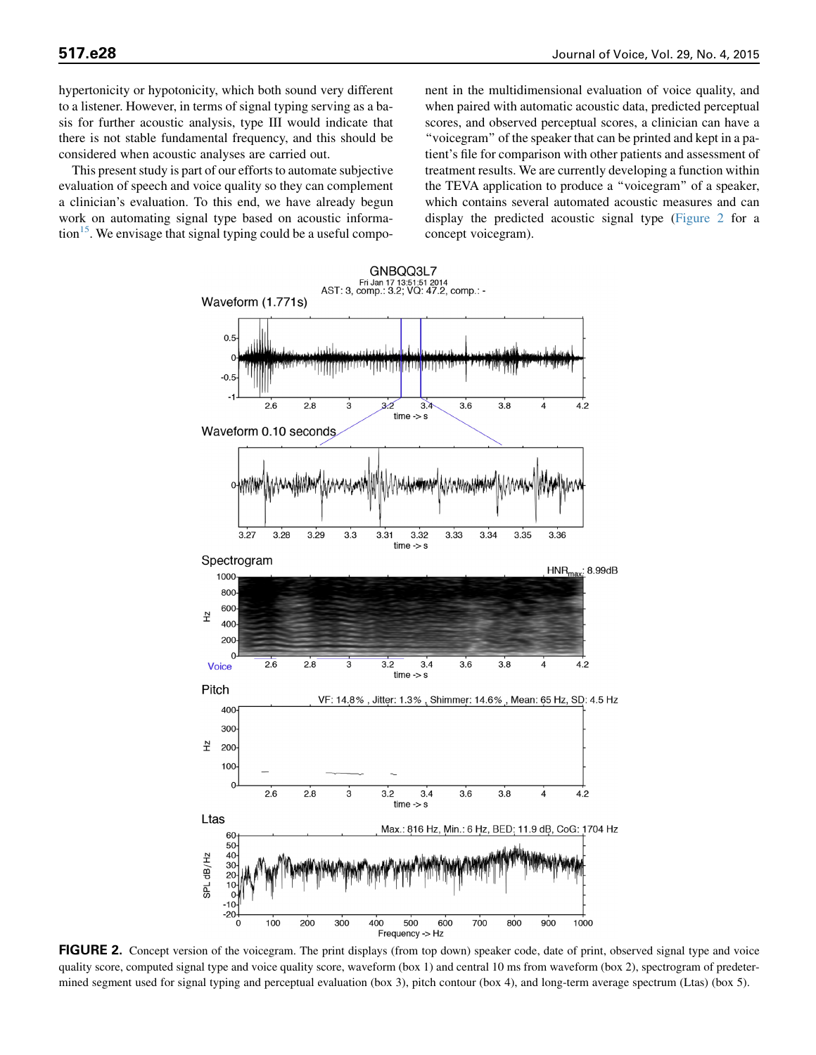hypertonicity or hypotonicity, which both sound very different to a listener. However, in terms of signal typing serving as a basis for further acoustic analysis, type III would indicate that there is not stable fundamental frequency, and this should be considered when acoustic analyses are carried out.

This present study is part of our efforts to automate subjective evaluation of speech and voice quality so they can complement a clinician's evaluation. To this end, we have already begun work on automating signal type based on acoustic information[15]. We envisage that signal typing could be a useful component in the multidimensional evaluation of voice quality, and when paired with automatic acoustic data, predicted perceptual scores, and observed perceptual scores, a clinician can have a "voicegram" of the speaker that can be printed and kept in a patient's file for comparison with other patients and assessment of treatment results. We are currently developing a function within the TEVA application to produce a "voicegram" of a speaker, which contains several automated acoustic measures and can display the predicted acoustic signal type (Figure 2 for a concept voicegram).

**FIGURE 2.** Concept version of the voicegram. The print displays (from top down) speaker code, date of print, observed signal type and voice quality score, computed signal type and voice quality score, waveform (box 1) and central 10 ms from waveform (box 2), spectrogram of predetermined segment used for signal typing and perceptual evaluation (box 3), pitch contour (box 4), and long-term average spectrum (Ltas) (box 5).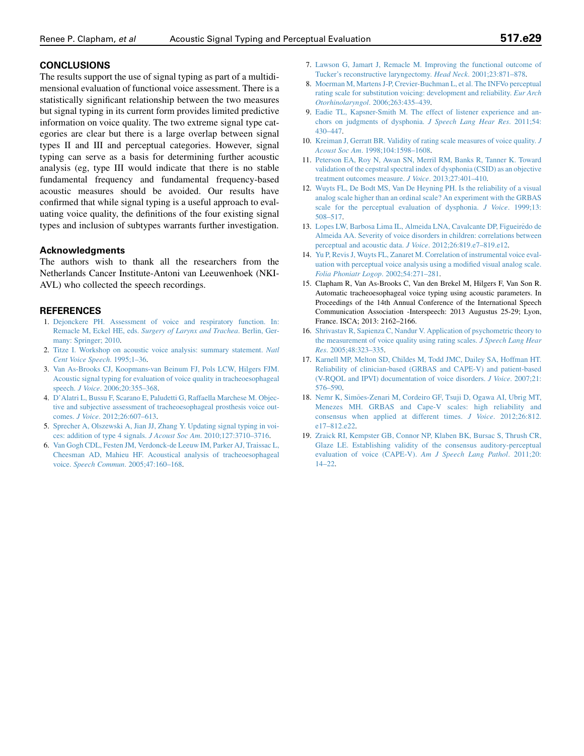## CONCLUSIONS

The results support the use of signal typing as part of a multidimensional evaluation of functional voice assessment. There is a statistically significant relationship between the two measures but signal typing in its current form provides limited predictive information on voice quality. The two extreme signal type categories are clear but there is a large overlap between signal types II and III and perceptual categories. However, signal typing can serve as a basis for determining further acoustic analysis (eg, type III would indicate that there is no stable fundamental frequency and fundamental frequency-based acoustic measures should be avoided. Our results have confirmed that while signal typing is a useful approach to evaluating voice quality, the definitions of the four existing signal types and inclusion of subtypes warrants further investigation.

### Acknowledgments

The authors wish to thank all the researchers from the Netherlands Cancer Institute-Antoni van Leeuwenhoek (NKI-AVL) who collected the speech recordings.

## REFERENCES

1. Dejonckere PH. Assessment of voice and respiratory function. In: Remacle M, Eckel HE, eds. *Surgery of Larynx and Trachea*. Berlin, Germany: Springer; 2010.
2. Titze I. Workshop on acoustic voice analysis: summary statement. *Natl Cent Voice Speech*. 1995;1–36.
3. Van As-Brooks CJ, Koopmans-van Beinum FJ, Pols LCW, Hilgers FJM. Acoustic signal typing for evaluation of voice quality in tracheoesophageal speech. *J Voice*. 2006;20:355–368.
4. D'Alatri L, Bussu F, Scarano E, Paludetti G, Raffaella Marchese M. Objective and subjective assessment of tracheoesophageal prosthesis voice outcomes. *J Voice*. 2012;26:607–613.
5. Sprecher A, Olszewski A, Jian JJ, Zhang Y. Updating signal typing in voices: addition of type 4 signals. *J Acoust Soc Am*. 2010;127:3710–3716.
6. Van Gogh CDL, Festen JM, Verdonck-de Leeuw IM, Parker AJ, Traissac L, Cheesman AD, Mahieu HF. Acoustical analysis of tracheoesophageal voice. *Speech Commun*. 2005;47:160–168.
7. Lawson G, Jamart J, Remacle M. Improving the functional outcome of Tucker's reconstructive laryngectomy. *Head Neck*. 2001;23:871–878.
8. Moerman M, Martens J-P, Crevier-Buchman L, et al. The INFVo perceptual rating scale for substitution voicing: development and reliability. *Eur Arch Otorhinolaryngol*. 2006;263:435–439.
9. Eadie TL, Kapsner-Smith M. The effect of listener experience and anchors on judgments of dysphonia. *J Speech Lang Hear Res*. 2011;54: 430–447.
10. Kreiman J, Gerratt BR. Validity of rating scale measures of voice quality. *J Acoust Soc Am*. 1998;104:1598–1608.
11. Peterson EA, Roy N, Awan SN, Merril RM, Banks R, Tanner K. Toward validation of the cepstral spectral index of dysphonia (CSID) as an objective treatment outcomes measure. *J Voice*. 2013;27:401–410.
12. Wuyts FL, De Bodt MS, Van De Heyning PH. Is the reliability of a visual analog scale higher than an ordinal scale? An experiment with the GRBAS scale for the perceptual evaluation of dysphonia. *J Voice*. 1999;13: 508–517.
13. Lopes LW, Barbosa Lima IL, Almeida LNA, Cavalcante DP, Figueirêdo de Almeida AA. Severity of voice disorders in children: correlations between perceptual and acoustic data. *J Voice*. 2012;26:819.e7–819.e12.
14. Yu P, Revis J, Wuyts FL, Zanaret M. Correlation of instrumental voice evaluation with perceptual voice analysis using a modified visual analog scale. *Folia Phoniatr Logop*. 2002;54:271–281.
15. Clapham R, Van As-Brooks C, Van den Brekel M, Hilgers F, Van Son R. Automatic tracheoesophageal voice typing using acoustic parameters. In Proceedings of the 14th Annual Conference of the International Speech Communication Association -Interspeech: 2013 Augustus 25-29; Lyon, France. ISCA; 2013: 2162–2166.
16. Shrivastav R, Sapienza C, Nandur V. Application of psychometric theory to the measurement of voice quality using rating scales. *J Speech Lang Hear Res*. 2005;48:323–335.
17. Karnell MP, Melton SD, Childes M, Todd JMC, Dailey SA, Hoffman HT. Reliability of clinician-based (GRBAS and CAPE-V) and patient-based (V-RQOL and IPVI) documentation of voice disorders. *J Voice*. 2007;21: 576–590.
18. Nemr K, Simões-Zenari M, Cordeiro GF, Tsuji D, Ogawa AI, Ubrig MT, Menezes MH. GRBAS and Cape-V scales: high reliability and consensus when applied at different times. *J Voice*. 2012;26:812. e17–812.e22.
19. Zraick RI, Kempster GB, Connor NP, Klaben BK, Bursac S, Thrush CR, Glaze LE. Establishing validity of the consensus auditory-perceptual evaluation of voice (CAPE-V). *Am J Speech Lang Pathol*. 2011;20: 14–22.